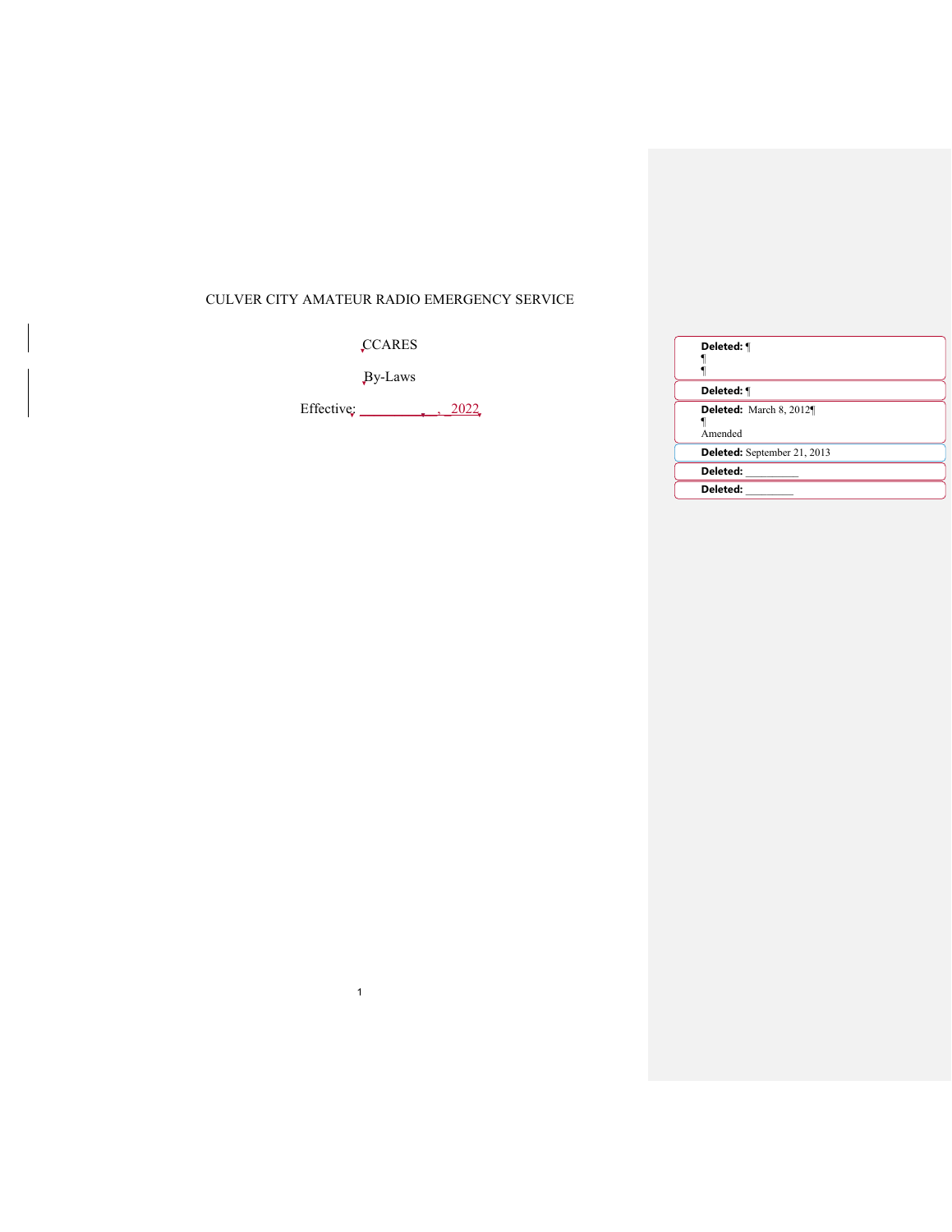CULVER CITY AMATEUR RADIO EMERGENCY SERVICE

CCARES

By-Laws

Effective: ___________, 2022

> **Deleted:** ¶
> ¶
> ¶

> **Deleted:** ¶

> **Deleted:** March 8, 2012¶
> ¶
> Amended

> **Deleted:** September 21, 2013

> **Deleted:** __________

> **Deleted:** _________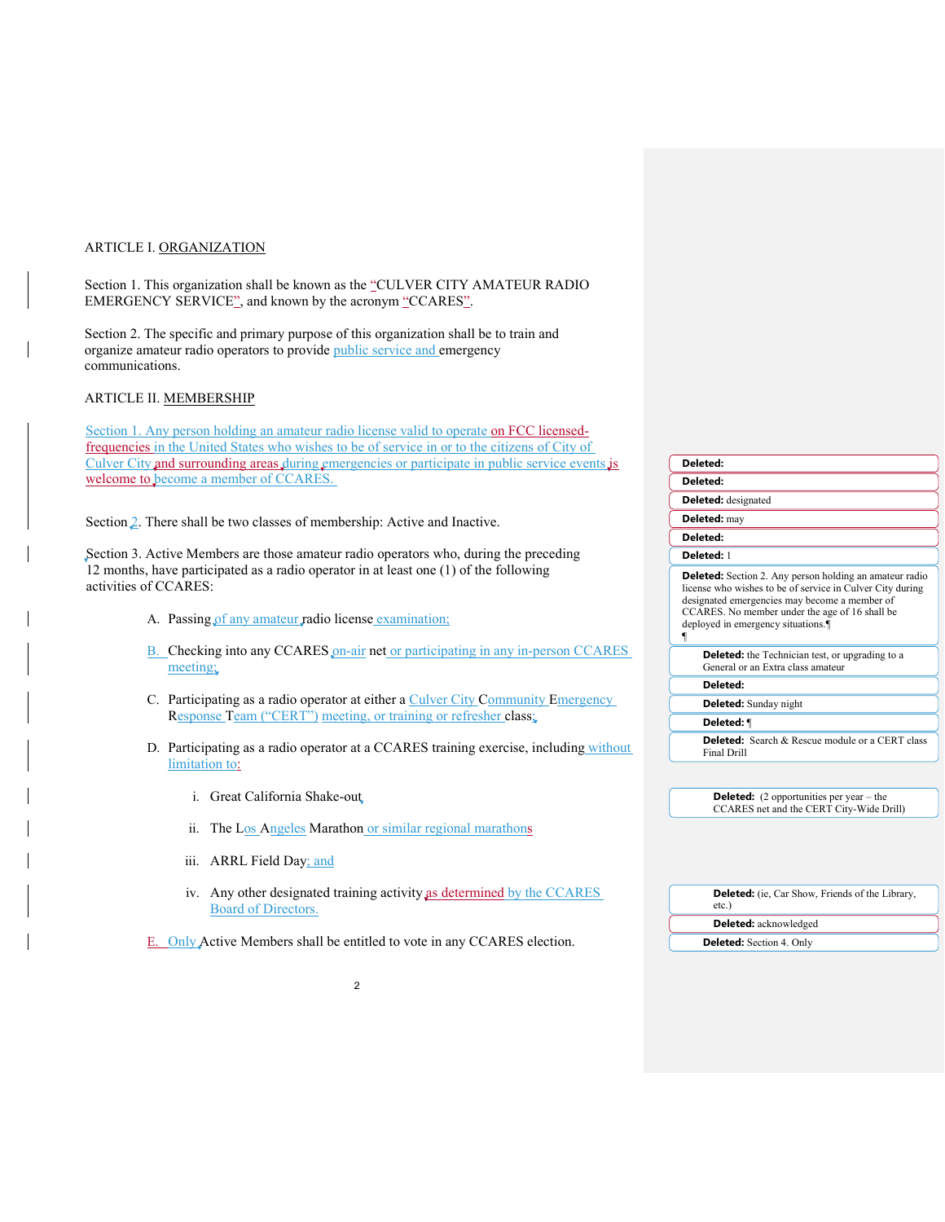ARTICLE I. ORGANIZATION

Section 1. This organization shall be known as the "CULVER CITY AMATEUR RADIO EMERGENCY SERVICE", and known by the acronym "CCARES".

Section 2. The specific and primary purpose of this organization shall be to train and organize amateur radio operators to provide public service and emergency communications.

ARTICLE II. MEMBERSHIP

Section 1. Any person holding an amateur radio license valid to operate on FCC licensed-frequencies in the United States who wishes to be of service in or to the citizens of City of Culver City and surrounding areas during emergencies or participate in public service events is welcome to become a member of CCARES.

Section 2. There shall be two classes of membership: Active and Inactive.

Section 3. Active Members are those amateur radio operators who, during the preceding 12 months, have participated as a radio operator in at least one (1) of the following activities of CCARES:

A. Passing of any amateur radio license examination;

B. Checking into any CCARES on-air net or participating in any in-person CCARES meeting;

C. Participating as a radio operator at either a Culver City Community Emergency Response Team ("CERT") meeting, or training or refresher class;

D. Participating as a radio operator at a CCARES training exercise, including without limitation to:

   i. Great California Shake-out

   ii. The Los Angeles Marathon or similar regional marathons

   iii. ARRL Field Day; and

   iv. Any other designated training activity as determined by the CCARES Board of Directors.

E. Only Active Members shall be entitled to vote in any CCARES election.

Deleted:

Deleted:

Deleted: designated

Deleted: may

Deleted:

Deleted: 1

Deleted: Section 2. Any person holding an amateur radio license who wishes to be of service in Culver City during designated emergencies may become a member of CCARES. No member under the age of 16 shall be deployed in emergency situations.¶
¶

Deleted: the Technician test, or upgrading to a General or an Extra class amateur

Deleted:

Deleted: Sunday night

Deleted: ¶

Deleted: Search & Rescue module or a CERT class Final Drill

Deleted: (2 opportunities per year – the CCARES net and the CERT City-Wide Drill)

Deleted: (ie, Car Show, Friends of the Library, etc.)

Deleted: acknowledged

Deleted: Section 4. Only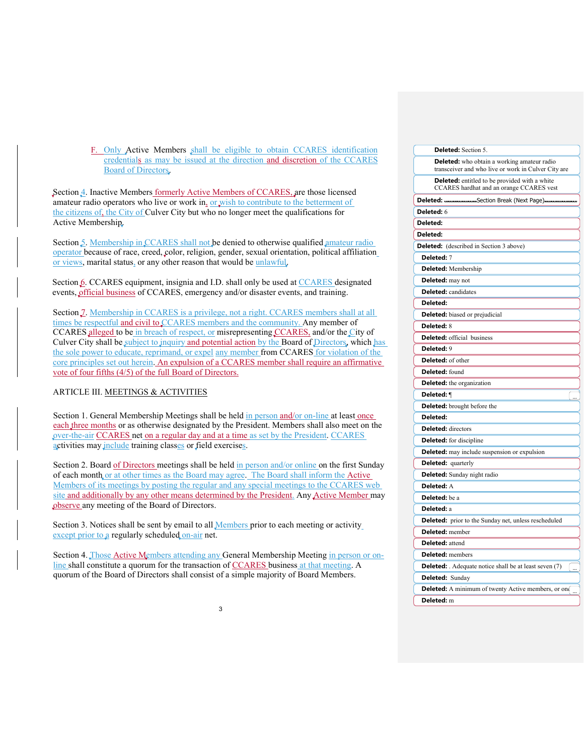F. Only Active Members shall be eligible to obtain CCARES identification credentials as may be issued at the direction and discretion of the CCARES Board of Directors.

Section 4. Inactive Members formerly Active Members of CCARES, are those licensed amateur radio operators who live or work in, or wish to contribute to the betterment of the citizens of, the City of Culver City but who no longer meet the qualifications for Active Membership.

Section 5. Membership in CCARES shall not be denied to otherwise qualified amateur radio operator because of race, creed, color, religion, gender, sexual orientation, political affiliation or views, marital status, or any other reason that would be unlawful.

Section 6. CCARES equipment, insignia and I.D. shall only be used at CCARES designated events, official business of CCARES, emergency and/or disaster events, and training.

Section 7. Membership in CCARES is a privilege, not a right. CCARES members shall at all times be respectful and civil to CCARES members and the community. Any member of CCARES alleged to be in breach of respect, or misrepresenting CCARES, and/or the City of Culver City shall be subject to inquiry and potential action by the Board of Directors, which has the sole power to educate, reprimand, or expel any member from CCARES for violation of the core principles set out herein. An expulsion of a CCARES member shall require an affirmative vote of four fifths (4/5) of the full Board of Directors.

## ARTICLE III. MEETINGS & ACTIVITIES

Section 1. General Membership Meetings shall be held in person and/or on-line at least once each three months or as otherwise designated by the President. Members shall also meet on the over-the-air CCARES net on a regular day and at a time as set by the President. CCARES activities may include training classes or field exercises.

Section 2. Board of Directors meetings shall be held in person and/or online on the first Sunday of each month or at other times as the Board may agree. The Board shall inform the Active Members of its meetings by posting the regular and any special meetings to the CCARES web site and additionally by any other means determined by the President. Any Active Member may observe any meeting of the Board of Directors.

Section 3. Notices shall be sent by email to all Members prior to each meeting or activity except prior to a regularly scheduled on-air net.

Section 4. Those Active Members attending any General Membership Meeting in person or on-line shall constitute a quorum for the transaction of CCARES business at that meeting. A quorum of the Board of Directors shall consist of a simple majority of Board Members.

Deleted: Section 5.

Deleted: who obtain a working amateur radio transceiver and who live or work in Culver City are

Deleted: entitled to be provided with a white CCARES hardhat and an orange CCARES vest

Deleted: Section Break (Next Page)

Deleted: 6

Deleted:

Deleted:

Deleted: (described in Section 3 above)

Deleted: 7

Deleted: Membership

Deleted: may not

Deleted: candidates

Deleted:

Deleted: biased or prejudicial

Deleted: 8

Deleted: official business

Deleted: 9

Deleted: of other

Deleted: found

Deleted: the organization

Deleted: ¶

Deleted: brought before the

Deleted:

Deleted: directors

Deleted: for discipline

Deleted: may include suspension or expulsion

Deleted: quarterly

Deleted: Sunday night radio

Deleted: A

Deleted: be a

Deleted: a

Deleted: prior to the Sunday net, unless rescheduled

Deleted: member

Deleted: attend

Deleted: members

Deleted: . Adequate notice shall be at least seven (7)

Deleted: Sunday

Deleted: A minimum of twenty Active members, or one

Deleted: m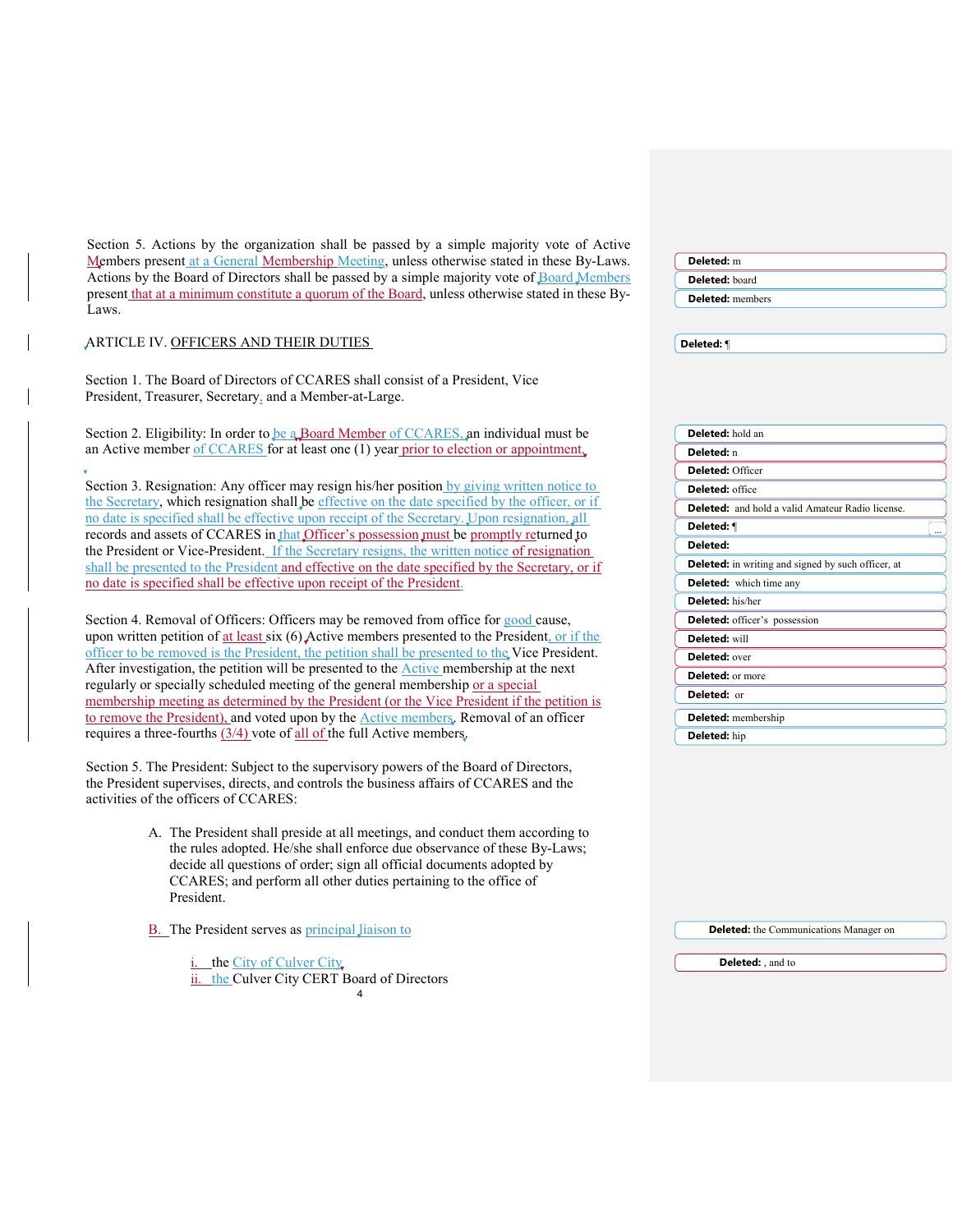Section 5. Actions by the organization shall be passed by a simple majority vote of Active Members present at a General Membership Meeting, unless otherwise stated in these By-Laws. Actions by the Board of Directors shall be passed by a simple majority vote of Board Members present that at a minimum constitute a quorum of the Board, unless otherwise stated in these By-Laws.

## ARTICLE IV. OFFICERS AND THEIR DUTIES

Section 1. The Board of Directors of CCARES shall consist of a President, Vice President, Treasurer, Secretary, and a Member-at-Large.

Section 2. Eligibility: In order to be a Board Member of CCARES, an individual must be an Active member of CCARES for at least one (1) year prior to election or appointment.

Section 3. Resignation: Any officer may resign his/her position by giving written notice to the Secretary, which resignation shall be effective on the date specified by the officer, or if no date is specified shall be effective upon receipt of the Secretary. Upon resignation, all records and assets of CCARES in that Officer's possession must be promptly returned to the President or Vice-President. If the Secretary resigns, the written notice of resignation shall be presented to the President and effective on the date specified by the Secretary, or if no date is specified shall be effective upon receipt of the President.

Section 4. Removal of Officers: Officers may be removed from office for good cause, upon written petition of at least six (6) Active members presented to the President, or if the officer to be removed is the President, the petition shall be presented to the Vice President. After investigation, the petition will be presented to the Active membership at the next regularly or specially scheduled meeting of the general membership or a special membership meeting as determined by the President (or the Vice President if the petition is to remove the President), and voted upon by the Active members. Removal of an officer requires a three-fourths (3/4) vote of all of the full Active members.

Section 5. The President: Subject to the supervisory powers of the Board of Directors, the President supervises, directs, and controls the business affairs of CCARES and the activities of the officers of CCARES:

A. The President shall preside at all meetings, and conduct them according to the rules adopted. He/she shall enforce due observance of these By-Laws; decide all questions of order; sign all official documents adopted by CCARES; and perform all other duties pertaining to the office of President.

B. The President serves as principal liaison to

  i. the City of Culver City
  ii. the Culver City CERT Board of Directors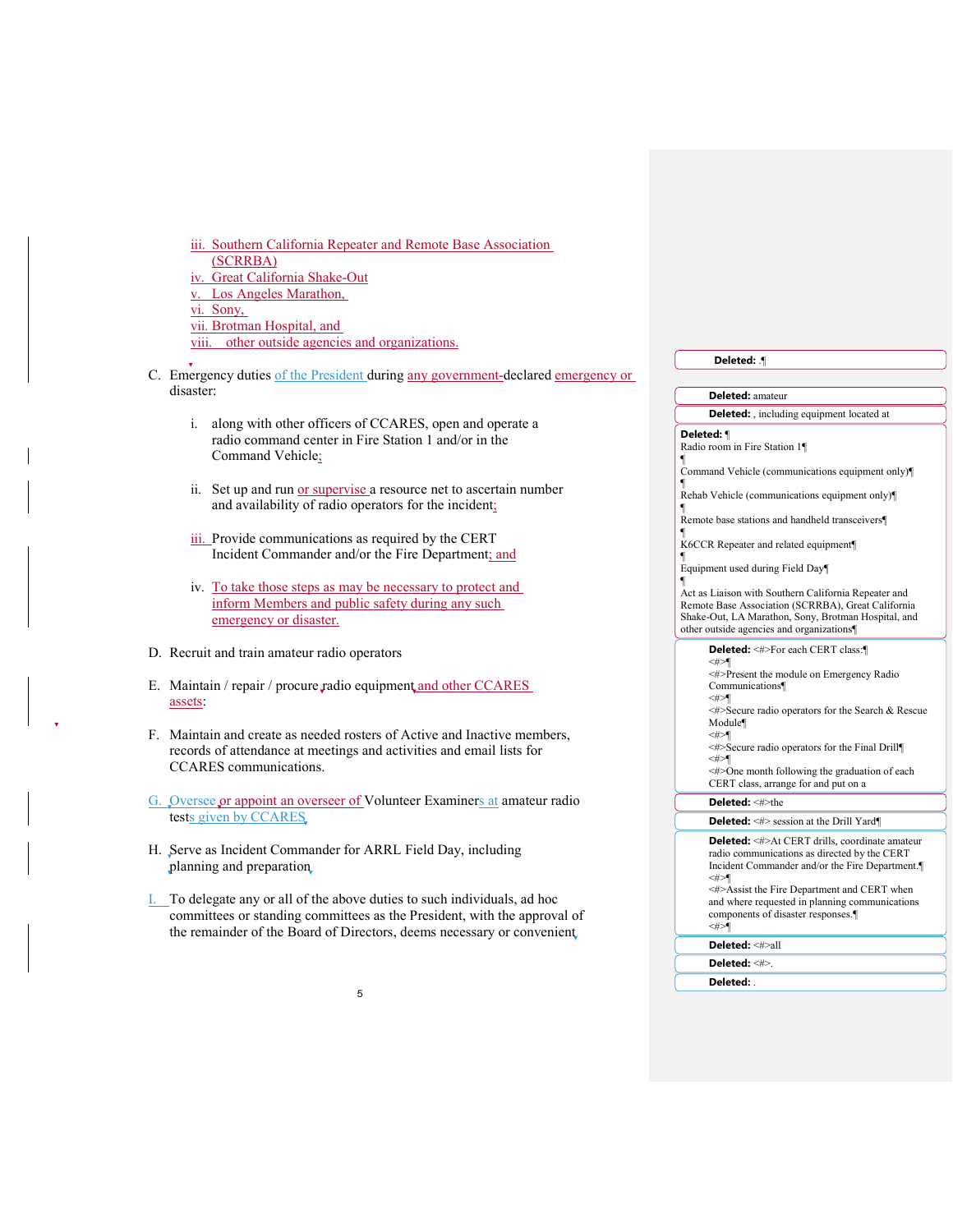iii. Southern California Repeater and Remote Base Association (SCRRBA)

iv. Great California Shake-Out

v. Los Angeles Marathon,

vi. Sony,

vii. Brotman Hospital, and

viii. other outside agencies and organizations.

C. Emergency duties of the President during any government-declared emergency or disaster:

   i. along with other officers of CCARES, open and operate a radio command center in Fire Station 1 and/or in the Command Vehicle;

   ii. Set up and run or supervise a resource net to ascertain number and availability of radio operators for the incident;

   iii. Provide communications as required by the CERT Incident Commander and/or the Fire Department; and

   iv. To take those steps as may be necessary to protect and inform Members and public safety during any such emergency or disaster.

D. Recruit and train amateur radio operators

E. Maintain / repair / procure radio equipment and other CCARES assets:

F. Maintain and create as needed rosters of Active and Inactive members, records of attendance at meetings and activities and email lists for CCARES communications.

G. Oversee or appoint an overseer of Volunteer Examiners at amateur radio tests given by CCARES

H. Serve as Incident Commander for ARRL Field Day, including planning and preparation

I. To delegate any or all of the above duties to such individuals, ad hoc committees or standing committees as the President, with the approval of the remainder of the Board of Directors, deems necessary or convenient

**Deleted:** .¶

**Deleted:** amateur

**Deleted:** , including equipment located at

**Deleted:** ¶
Radio room in Fire Station 1¶
¶
Command Vehicle (communications equipment only)¶
¶
Rehab Vehicle (communications equipment only)¶
¶
Remote base stations and handheld transceivers¶
¶
K6CCR Repeater and related equipment¶
¶
Equipment used during Field Day¶
¶
Act as Liaison with Southern California Repeater and Remote Base Association (SCRRBA), Great California Shake-Out, LA Marathon, Sony, Brotman Hospital, and other outside agencies and organizations¶

**Deleted:** <#>For each CERT class:¶
<#>¶
<#>Present the module on Emergency Radio Communications¶
<#>¶
<#>Secure radio operators for the Search & Rescue Module¶
<#>¶
<#>Secure radio operators for the Final Drill¶
<#>¶
<#>One month following the graduation of each CERT class, arrange for and put on a

**Deleted:** <#>the

**Deleted:** <#> session at the Drill Yard¶

**Deleted:** <#>At CERT drills, coordinate amateur radio communications as directed by the CERT Incident Commander and/or the Fire Department.¶
<#>¶
<#>Assist the Fire Department and CERT when and where requested in planning communications components of disaster responses.¶
<#>¶

**Deleted:** <#>all

**Deleted:** <#>.

**Deleted:** .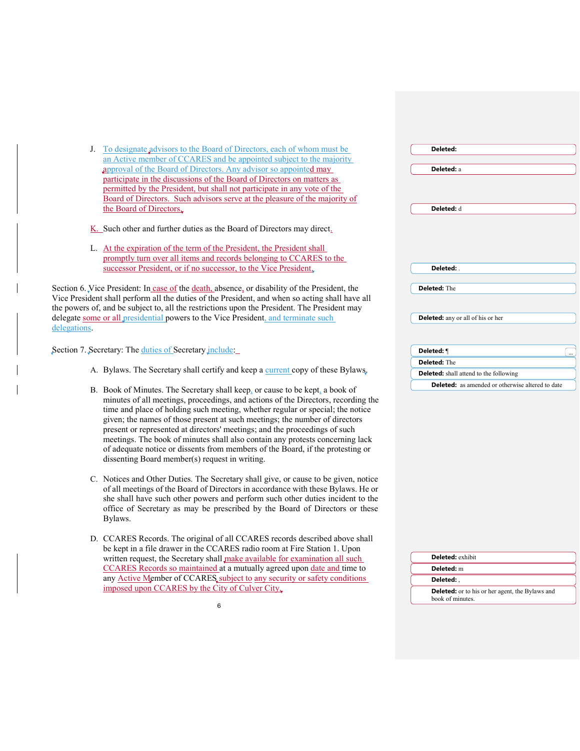J. To designate advisors to the Board of Directors, each of whom must be an Active member of CCARES and be appointed subject to the majority approval of the Board of Directors. Any advisor so appointed may participate in the discussions of the Board of Directors on matters as permitted by the President, but shall not participate in any vote of the Board of Directors. Such advisors serve at the pleasure of the majority of the Board of Directors.

K. Such other and further duties as the Board of Directors may direct.

L. At the expiration of the term of the President, the President shall promptly turn over all items and records belonging to CCARES to the successor President, or if no successor, to the Vice President.

Section 6. Vice President: In case of the death, absence, or disability of the President, the Vice President shall perform all the duties of the President, and when so acting shall have all the powers of, and be subject to, all the restrictions upon the President. The President may delegate some or all presidential powers to the Vice President, and terminate such delegations.

Section 7. Secretary: The duties of Secretary include:

A. Bylaws. The Secretary shall certify and keep a current copy of these Bylaws.

B. Book of Minutes. The Secretary shall keep, or cause to be kept, a book of minutes of all meetings, proceedings, and actions of the Directors, recording the time and place of holding such meeting, whether regular or special; the notice given; the names of those present at such meetings; the number of directors present or represented at directors' meetings; and the proceedings of such meetings. The book of minutes shall also contain any protests concerning lack of adequate notice or dissents from members of the Board, if the protesting or dissenting Board member(s) request in writing.

C. Notices and Other Duties. The Secretary shall give, or cause to be given, notice of all meetings of the Board of Directors in accordance with these Bylaws. He or she shall have such other powers and perform such other duties incident to the office of Secretary as may be prescribed by the Board of Directors or these Bylaws.

D. CCARES Records. The original of all CCARES records described above shall be kept in a file drawer in the CCARES radio room at Fire Station 1. Upon written request, the Secretary shall make available for examination all such CCARES Records so maintained at a mutually agreed upon date and time to any Active Member of CCARES subject to any security or safety conditions imposed upon CCARES by the City of Culver City.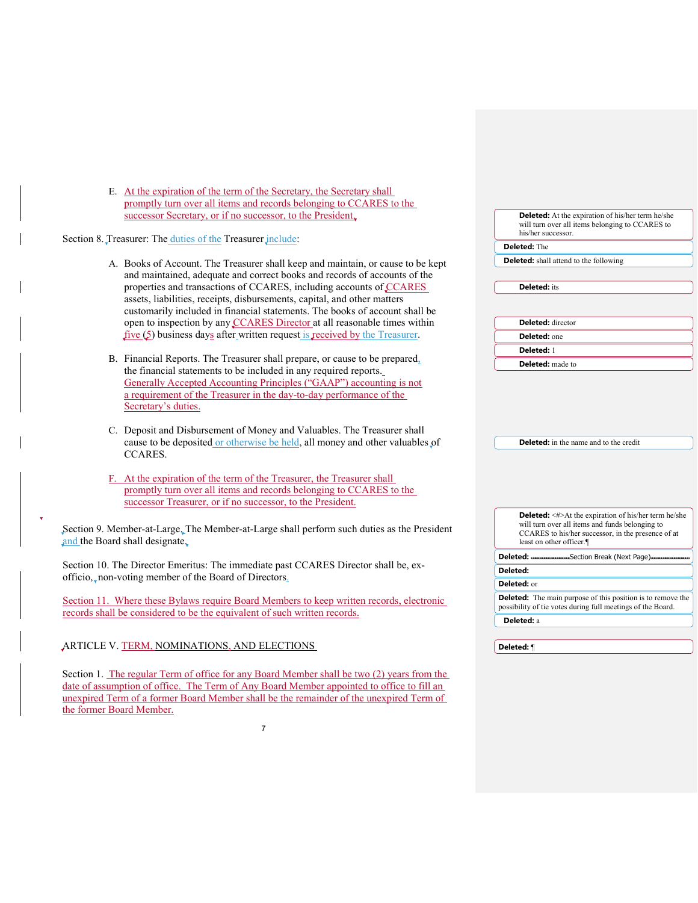E. At the expiration of the term of the Secretary, the Secretary shall promptly turn over all items and records belonging to CCARES to the successor Secretary, or if no successor, to the President.

Section 8. Treasurer: The duties of the Treasurer include:

A. Books of Account. The Treasurer shall keep and maintain, or cause to be kept and maintained, adequate and correct books and records of accounts of the properties and transactions of CCARES, including accounts of CCARES assets, liabilities, receipts, disbursements, capital, and other matters customarily included in financial statements. The books of account shall be open to inspection by any CCARES Director at all reasonable times within five (5) business days after written request is received by the Treasurer.

B. Financial Reports. The Treasurer shall prepare, or cause to be prepared, the financial statements to be included in any required reports. Generally Accepted Accounting Principles ("GAAP") accounting is not a requirement of the Treasurer in the day-to-day performance of the Secretary's duties.

C. Deposit and Disbursement of Money and Valuables. The Treasurer shall cause to be deposited or otherwise be held, all money and other valuables of CCARES.

F. At the expiration of the term of the Treasurer, the Treasurer shall promptly turn over all items and records belonging to CCARES to the successor Treasurer, or if no successor, to the President.

Section 9. Member-at-Large. The Member-at-Large shall perform such duties as the President and the Board shall designate.

Section 10. The Director Emeritus: The immediate past CCARES Director shall be, ex-officio, non-voting member of the Board of Directors.

Section 11. Where these Bylaws require Board Members to keep written records, electronic records shall be considered to be the equivalent of such written records.

## ARTICLE V. TERM, NOMINATIONS, AND ELECTIONS

Section 1. The regular Term of office for any Board Member shall be two (2) years from the date of assumption of office. The Term of Any Board Member appointed to office to fill an unexpired Term of a former Board Member shall be the remainder of the unexpired Term of the former Board Member.

**Deleted:** At the expiration of his/her term he/she will turn over all items belonging to CCARES to his/her successor.

**Deleted:** The

**Deleted:** shall attend to the following

**Deleted:** its

**Deleted:** director

**Deleted:** one

**Deleted:** 1

**Deleted:** made to

**Deleted:** in the name and to the credit

**Deleted:** <#>At the expiration of his/her term he/she will turn over all items and funds belonging to CCARES to his/her successor, in the presence of at least on other officer.¶

**Deleted:** Section Break (Next Page)

**Deleted:**

**Deleted:** or

**Deleted:** The main purpose of this position is to remove the possibility of tie votes during full meetings of the Board.

**Deleted:** a

**Deleted:** ¶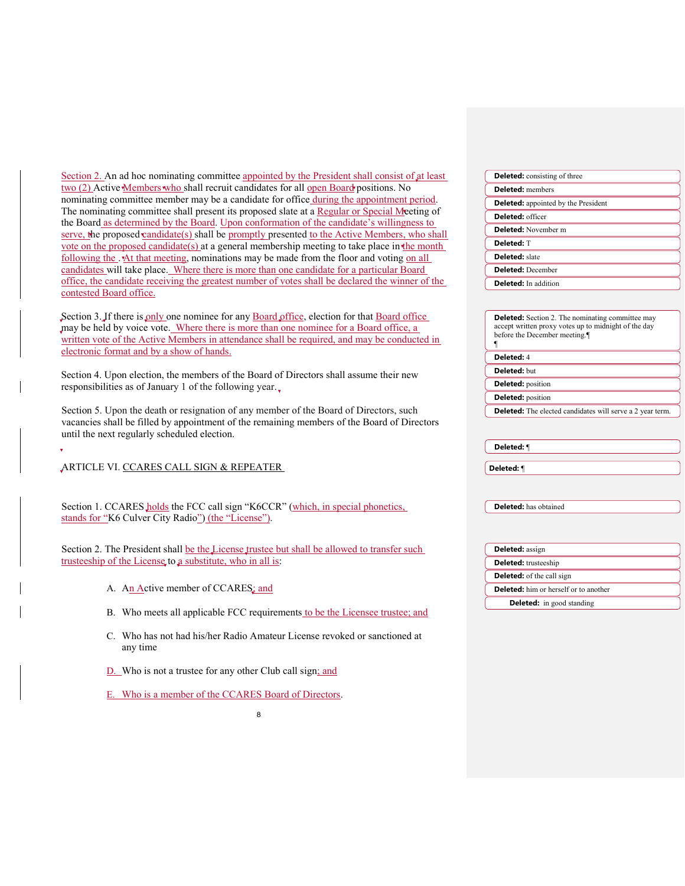Section 2. An ad hoc nominating committee appointed by the President shall consist of at least two (2) Active Members who shall recruit candidates for all open Board positions. No nominating committee member may be a candidate for office during the appointment period. The nominating committee shall present its proposed slate at a Regular or Special Meeting of the Board as determined by the Board. Upon conformation of the candidate's willingness to serve, the proposed candidate(s) shall be promptly presented to the Active Members, who shall vote on the proposed candidate(s) at a general membership meeting to take place in the month following the . At that meeting, nominations may be made from the floor and voting on all candidates will take place. Where there is more than one candidate for a particular Board office, the candidate receiving the greatest number of votes shall be declared the winner of the contested Board office.

Section 3. If there is only one nominee for any Board office, election for that Board office may be held by voice vote. Where there is more than one nominee for a Board office, a written vote of the Active Members in attendance shall be required, and may be conducted in electronic format and by a show of hands.

Section 4. Upon election, the members of the Board of Directors shall assume their new responsibilities as of January 1 of the following year.

Section 5. Upon the death or resignation of any member of the Board of Directors, such vacancies shall be filled by appointment of the remaining members of the Board of Directors until the next regularly scheduled election.

## ARTICLE VI. CCARES CALL SIGN & REPEATER

Section 1. CCARES holds the FCC call sign "K6CCR" (which, in special phonetics, stands for "K6 Culver City Radio") (the "License").

Section 2. The President shall be the License trustee but shall be allowed to transfer such trusteeship of the License to a substitute, who in all is:

A. An Active member of CCARES; and

B. Who meets all applicable FCC requirements to be the Licensee trustee; and

C. Who has not had his/her Radio Amateur License revoked or sanctioned at any time

D. Who is not a trustee for any other Club call sign; and

E. Who is a member of the CCARES Board of Directors.

**Deleted:** consisting of three

**Deleted:** members

**Deleted:** appointed by the President

**Deleted:** officer

**Deleted:** November m

**Deleted:** T

**Deleted:** slate

**Deleted:** December

**Deleted:** In addition

**Deleted:** Section 2. The nominating committee may accept written proxy votes up to midnight of the day before the December meeting.¶
¶

**Deleted:** 4

**Deleted:** but

**Deleted:** position

**Deleted:** position

**Deleted:** The elected candidates will serve a 2 year term.

**Deleted:** ¶

**Deleted:** ¶

**Deleted:** has obtained

**Deleted:** assign

**Deleted:** trusteeship

**Deleted:** of the call sign

**Deleted:** him or herself or to another

**Deleted:** in good standing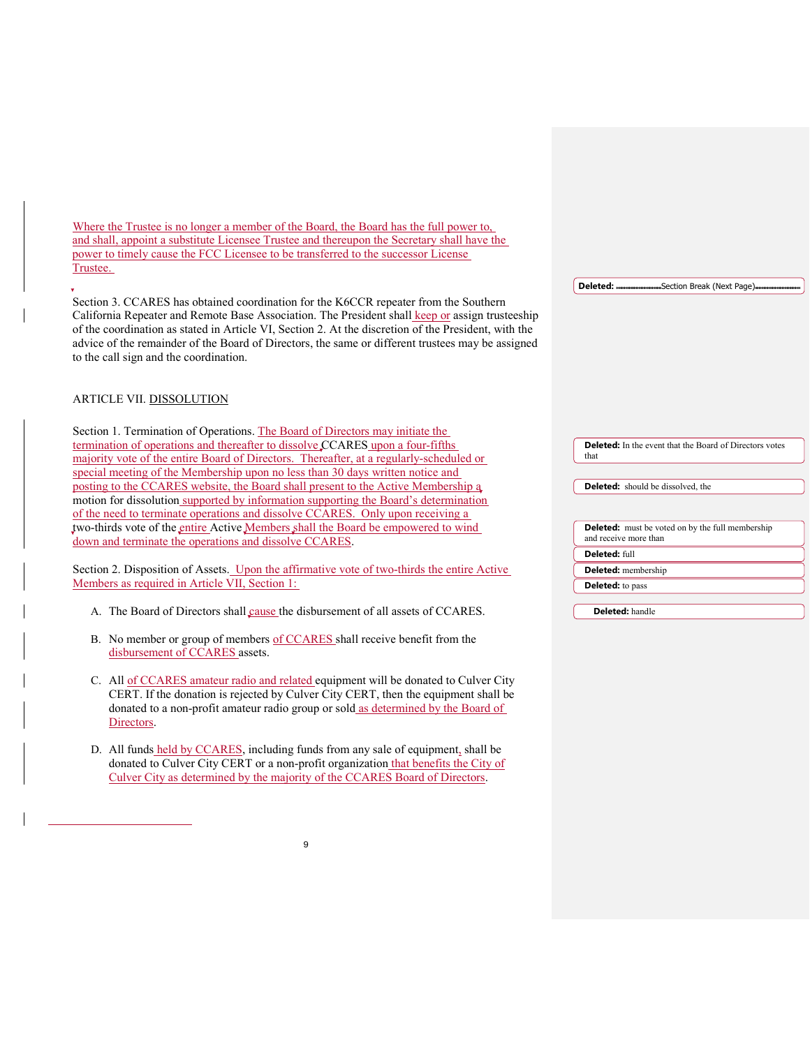Where the Trustee is no longer a member of the Board, the Board has the full power to, and shall, appoint a substitute Licensee Trustee and thereupon the Secretary shall have the power to timely cause the FCC Licensee to be transferred to the successor License Trustee.

Section 3. CCARES has obtained coordination for the K6CCR repeater from the Southern California Repeater and Remote Base Association. The President shall keep or assign trusteeship of the coordination as stated in Article VI, Section 2. At the discretion of the President, with the advice of the remainder of the Board of Directors, the same or different trustees may be assigned to the call sign and the coordination.

ARTICLE VII. DISSOLUTION

Section 1. Termination of Operations. The Board of Directors may initiate the termination of operations and thereafter to dissolve CCARES upon a four-fifths majority vote of the entire Board of Directors. Thereafter, at a regularly-scheduled or special meeting of the Membership upon no less than 30 days written notice and posting to the CCARES website, the Board shall present to the Active Membership a motion for dissolution supported by information supporting the Board's determination of the need to terminate operations and dissolve CCARES. Only upon receiving a two-thirds vote of the entire Active Members shall the Board be empowered to wind down and terminate the operations and dissolve CCARES.

Section 2. Disposition of Assets. Upon the affirmative vote of two-thirds the entire Active Members as required in Article VII, Section 1:

A. The Board of Directors shall cause the disbursement of all assets of CCARES.

B. No member or group of members of CCARES shall receive benefit from the disbursement of CCARES assets.

C. All of CCARES amateur radio and related equipment will be donated to Culver City CERT. If the donation is rejected by Culver City CERT, then the equipment shall be donated to a non-profit amateur radio group or sold as determined by the Board of Directors.

D. All funds held by CCARES, including funds from any sale of equipment, shall be donated to Culver City CERT or a non-profit organization that benefits the City of Culver City as determined by the majority of the CCARES Board of Directors.

**Deleted:** Section Break (Next Page)

**Deleted:** In the event that the Board of Directors votes that

**Deleted:** should be dissolved, the

**Deleted:** must be voted on by the full membership and receive more than

**Deleted:** full

**Deleted:** membership

**Deleted:** to pass

**Deleted:** handle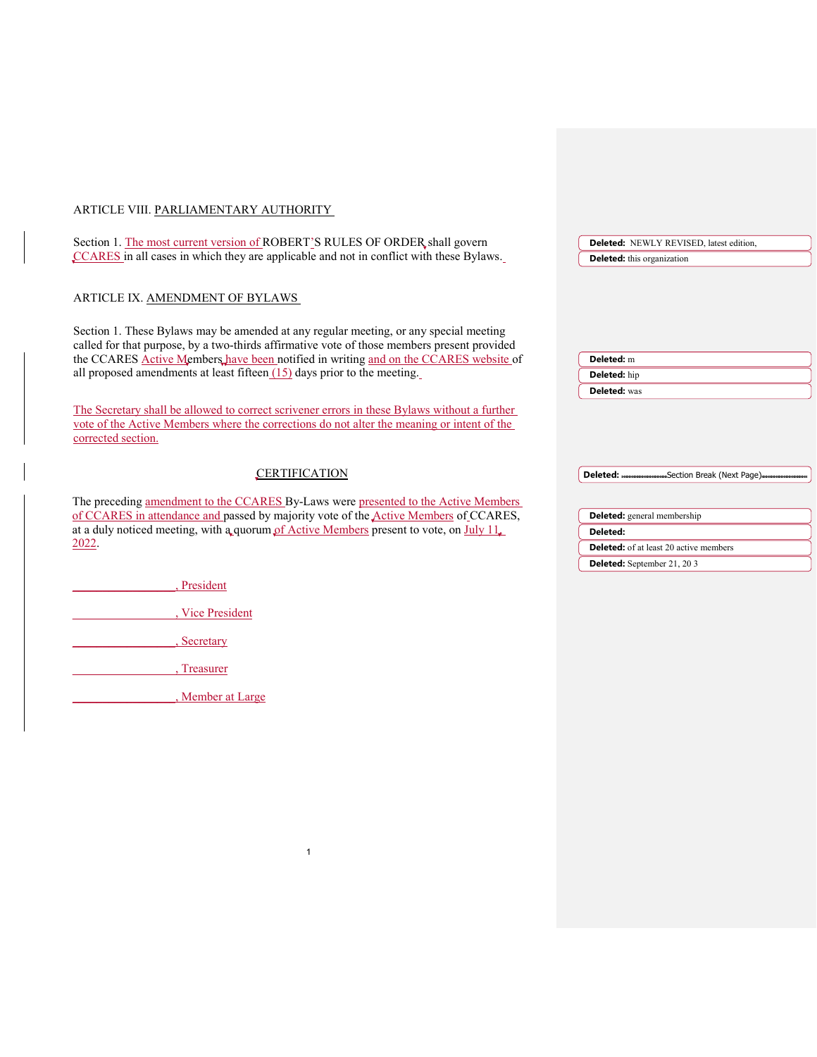ARTICLE VIII. PARLIAMENTARY AUTHORITY

Section 1. The most current version of ROBERT'S RULES OF ORDER shall govern CCARES in all cases in which they are applicable and not in conflict with these Bylaws.

ARTICLE IX. AMENDMENT OF BYLAWS

Section 1. These Bylaws may be amended at any regular meeting, or any special meeting called for that purpose, by a two-thirds affirmative vote of those members present provided the CCARES Active Members have been notified in writing and on the CCARES website of all proposed amendments at least fifteen (15) days prior to the meeting.

The Secretary shall be allowed to correct scrivener errors in these Bylaws without a further vote of the Active Members where the corrections do not alter the meaning or intent of the corrected section.

CERTIFICATION

The preceding amendment to the CCARES By-Laws were presented to the Active Members of CCARES in attendance and passed by majority vote of the Active Members of CCARES, at a duly noticed meeting, with a quorum of Active Members present to vote, on July 11, 2022.

_________________, President

_________________, Vice President

_________________, Secretary

_________________, Treasurer

_________________, Member at Large

Deleted: NEWLY REVISED, latest edition,

Deleted: this organization

Deleted: m

Deleted: hip

Deleted: was

Deleted: Section Break (Next Page)

Deleted: general membership

Deleted:

Deleted: of at least 20 active members

Deleted: September 21, 20 3